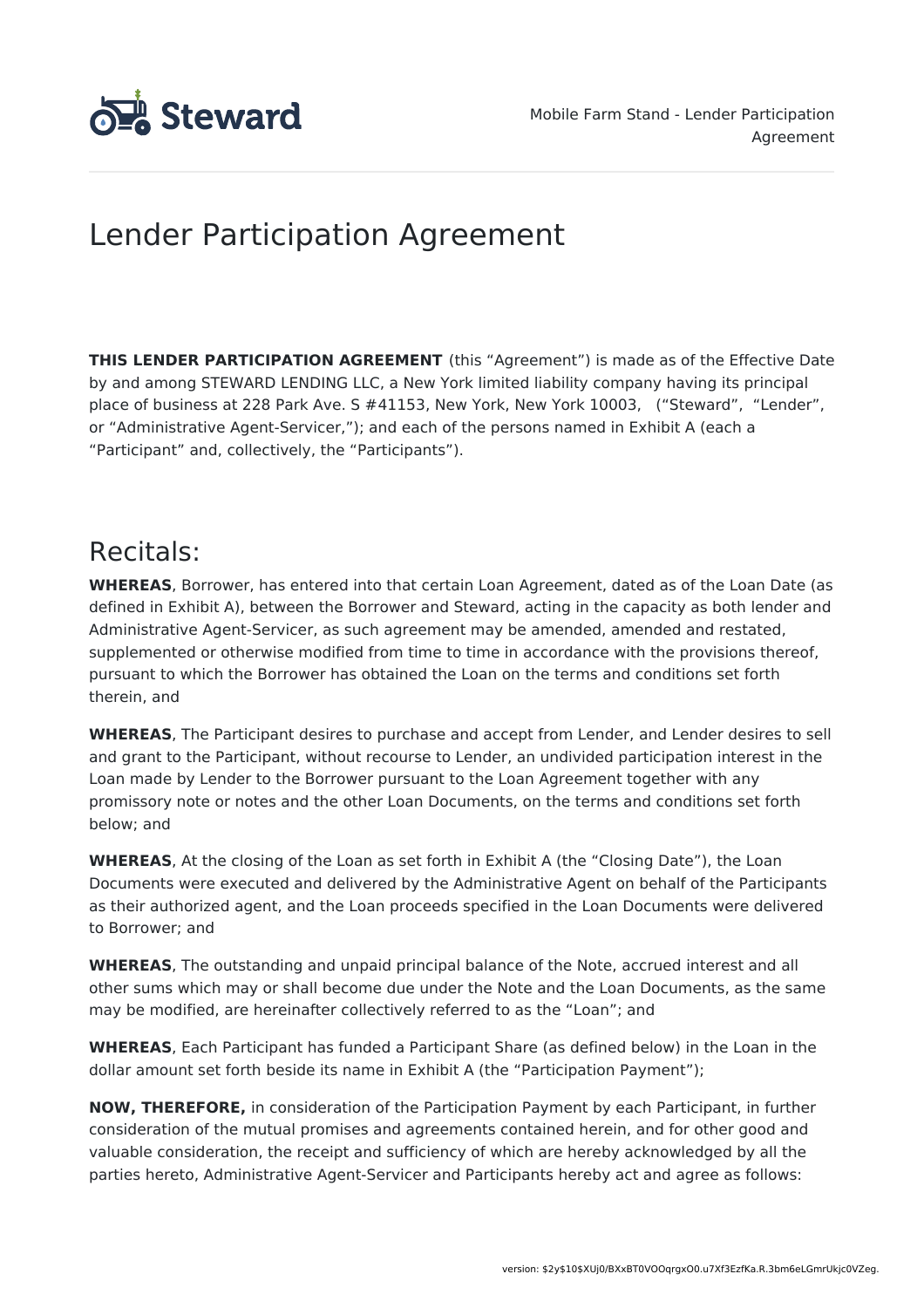# Lender Participation Agreement

**THIS LENDER PARTICIPATION AGREEMENT** (this "Agreement") is made as of the Effective Date by and among STEWARD LENDING LLC, a New York limited liability company having its principal place of business at 228 Park Ave. S #41153, New York, New York 10003, ("Steward", "Lender", or "Administrative Agent-Servicer,"); and each of the persons named in Exhibit A (each a "Participant" and, collectively, the "Participants").

## Recitals:

**WHEREAS**, Borrower, has entered into that certain Loan Agreement, dated as of the Loan Date (as defined in Exhibit A), between the Borrower and Steward, acting in the capacity as both lender and Administrative Agent-Servicer, as such agreement may be amended, amended and restated, supplemented or otherwise modified from time to time in accordance with the provisions thereof, pursuant to which the Borrower has obtained the Loan on the terms and conditions set forth therein, and

**WHEREAS**, The Participant desires to purchase and accept from Lender, and Lender desires to sell and grant to the Participant, without recourse to Lender, an undivided participation interest in the Loan made by Lender to the Borrower pursuant to the Loan Agreement together with any promissory note or notes and the other Loan Documents, on the terms and conditions set forth below; and

**WHEREAS**, At the closing of the Loan as set forth in Exhibit A (the "Closing Date"), the Loan Documents were executed and delivered by the Administrative Agent on behalf of the Participants as their authorized agent, and the Loan proceeds specified in the Loan Documents were delivered to Borrower; and

**WHEREAS**, The outstanding and unpaid principal balance of the Note, accrued interest and all other sums which may or shall become due under the Note and the Loan Documents, as the same may be modified, are hereinafter collectively referred to as the "Loan"; and

**WHEREAS**, Each Participant has funded a Participant Share (as defined below) in the Loan in the dollar amount set forth beside its name in Exhibit A (the "Participation Payment");

**NOW, THEREFORE,** in consideration of the Participation Payment by each Participant, in further consideration of the mutual promises and agreements contained herein, and for other good and valuable consideration, the receipt and sufficiency of which are hereby acknowledged by all the parties hereto, Administrative Agent-Servicer and Participants hereby act and agree as follows: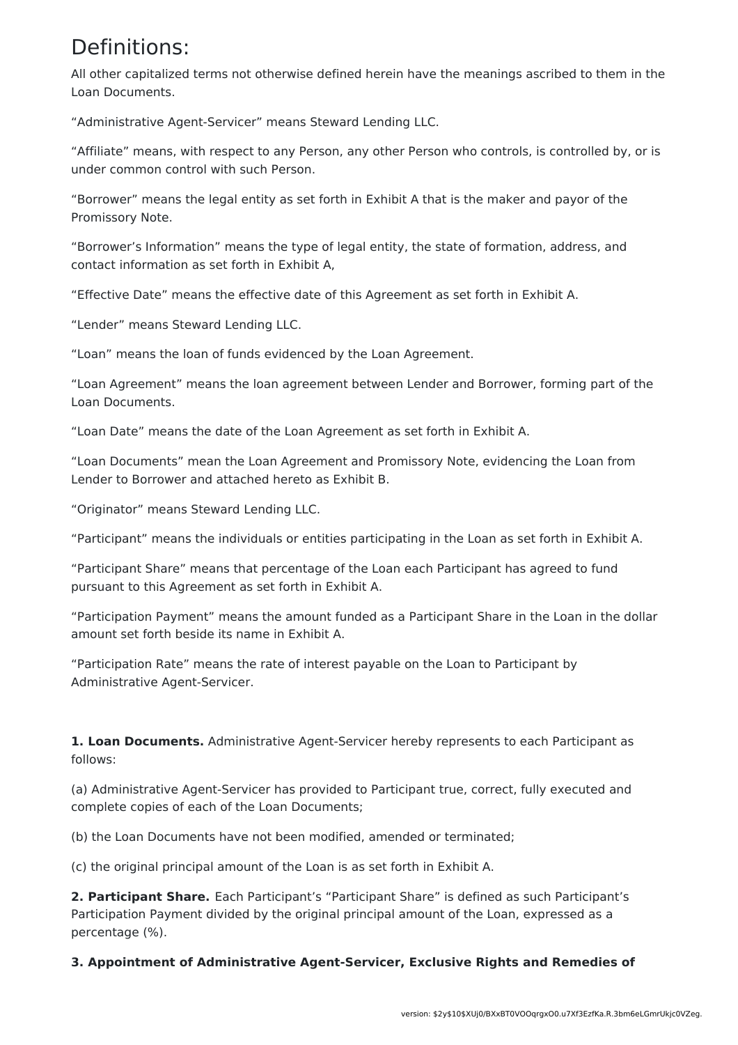# Definitions:

All other capitalized terms not otherwise defined herein have the meanings ascribed to them in the Loan Documents.

"Administrative Agent-Servicer" means Steward Lending LLC.

"Affiliate" means, with respect to any Person, any other Person who controls, is controlled by, or is under common control with such Person.

"Borrower" means the legal entity as set forth in Exhibit A that is the maker and payor of the Promissory Note.

"Borrower's Information" means the type of legal entity, the state of formation, address, and contact information as set forth in Exhibit A,

"Effective Date" means the effective date of this Agreement as set forth in Exhibit A.

"Lender" means Steward Lending LLC.

"Loan" means the loan of funds evidenced by the Loan Agreement.

"Loan Agreement" means the loan agreement between Lender and Borrower, forming part of the Loan Documents.

"Loan Date" means the date of the Loan Agreement as set forth in Exhibit A.

"Loan Documents" mean the Loan Agreement and Promissory Note, evidencing the Loan from Lender to Borrower and attached hereto as Exhibit B.

"Originator" means Steward Lending LLC.

"Participant" means the individuals or entities participating in the Loan as set forth in Exhibit A.

"Participant Share" means that percentage of the Loan each Participant has agreed to fund pursuant to this Agreement as set forth in Exhibit A.

"Participation Payment" means the amount funded as a Participant Share in the Loan in the dollar amount set forth beside its name in Exhibit A.

"Participation Rate" means the rate of interest payable on the Loan to Participant by Administrative Agent-Servicer.

**1. Loan Documents.** Administrative Agent-Servicer hereby represents to each Participant as follows:

(a) Administrative Agent-Servicer has provided to Participant true, correct, fully executed and complete copies of each of the Loan Documents;

(b) the Loan Documents have not been modified, amended or terminated;

(c) the original principal amount of the Loan is as set forth in Exhibit A.

**2. Participant Share.** Each Participant's "Participant Share" is defined as such Participant's Participation Payment divided by the original principal amount of the Loan, expressed as a percentage (%).

**3. Appointment of Administrative Agent-Servicer, Exclusive Rights and Remedies of**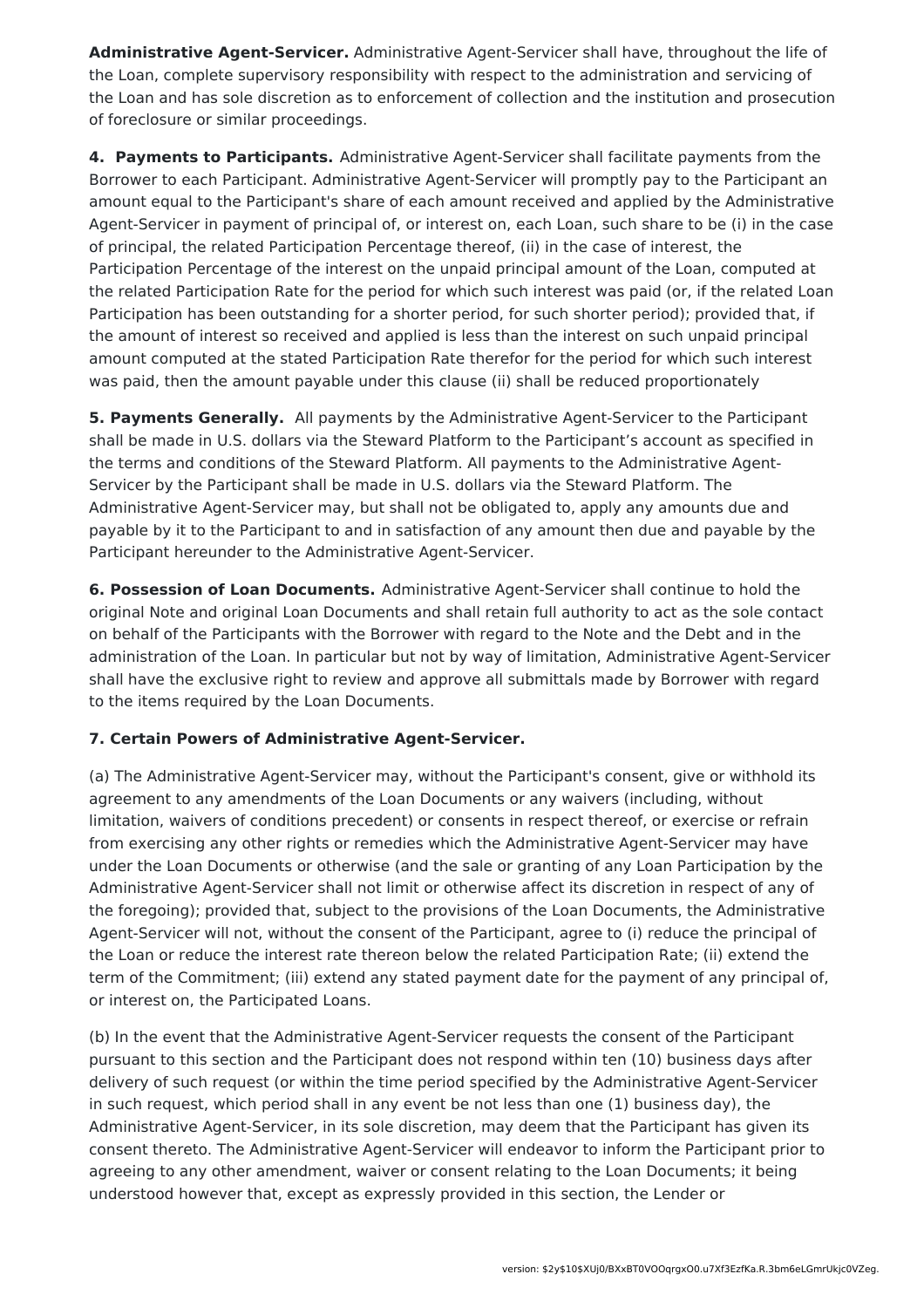**Administrative Agent-Servicer.** Administrative Agent-Servicer shall have, throughout the life of the Loan, complete supervisory responsibility with respect to the administration and servicing of the Loan and has sole discretion as to enforcement of collection and the institution and prosecution of foreclosure or similar proceedings.

**4. Payments to Participants.** Administrative Agent-Servicer shall facilitate payments from the Borrower to each Participant. Administrative Agent-Servicer will promptly pay to the Participant an amount equal to the Participant's share of each amount received and applied by the Administrative Agent-Servicer in payment of principal of, or interest on, each Loan, such share to be (i) in the case of principal, the related Participation Percentage thereof, (ii) in the case of interest, the Participation Percentage of the interest on the unpaid principal amount of the Loan, computed at the related Participation Rate for the period for which such interest was paid (or, if the related Loan Participation has been outstanding for a shorter period, for such shorter period); provided that, if the amount of interest so received and applied is less than the interest on such unpaid principal amount computed at the stated Participation Rate therefor for the period for which such interest was paid, then the amount payable under this clause (ii) shall be reduced proportionately

**5. Payments Generally.** All payments by the Administrative Agent-Servicer to the Participant shall be made in U.S. dollars via the Steward Platform to the Participant's account as specified in the terms and conditions of the Steward Platform. All payments to the Administrative Agent-Servicer by the Participant shall be made in U.S. dollars via the Steward Platform. The Administrative Agent-Servicer may, but shall not be obligated to, apply any amounts due and payable by it to the Participant to and in satisfaction of any amount then due and payable by the Participant hereunder to the Administrative Agent-Servicer.

**6. Possession of Loan Documents.** Administrative Agent-Servicer shall continue to hold the original Note and original Loan Documents and shall retain full authority to act as the sole contact on behalf of the Participants with the Borrower with regard to the Note and the Debt and in the administration of the Loan. In particular but not by way of limitation, Administrative Agent-Servicer shall have the exclusive right to review and approve all submittals made by Borrower with regard to the items required by the Loan Documents.

**7. Certain Powers of Administrative Agent-Servicer.**

(a) The Administrative Agent-Servicer may, without the Participant's consent, give or withhold its agreement to any amendments of the Loan Documents or any waivers (including, without limitation, waivers of conditions precedent) or consents in respect thereof, or exercise or refrain from exercising any other rights or remedies which the Administrative Agent-Servicer may have under the Loan Documents or otherwise (and the sale or granting of any Loan Participation by the Administrative Agent-Servicer shall not limit or otherwise affect its discretion in respect of any of the foregoing); provided that, subject to the provisions of the Loan Documents, the Administrative Agent-Servicer will not, without the consent of the Participant, agree to (i) reduce the principal of the Loan or reduce the interest rate thereon below the related Participation Rate; (ii) extend the term of the Commitment; (iii) extend any stated payment date for the payment of any principal of, or interest on, the Participated Loans.

(b) In the event that the Administrative Agent-Servicer requests the consent of the Participant pursuant to this section and the Participant does not respond within ten (10) business days after delivery of such request (or within the time period specified by the Administrative Agent-Servicer in such request, which period shall in any event be not less than one (1) business day), the Administrative Agent-Servicer, in its sole discretion, may deem that the Participant has given its consent thereto. The Administrative Agent-Servicer will endeavor to inform the Participant prior to agreeing to any other amendment, waiver or consent relating to the Loan Documents; it being understood however that, except as expressly provided in this section, the Lender or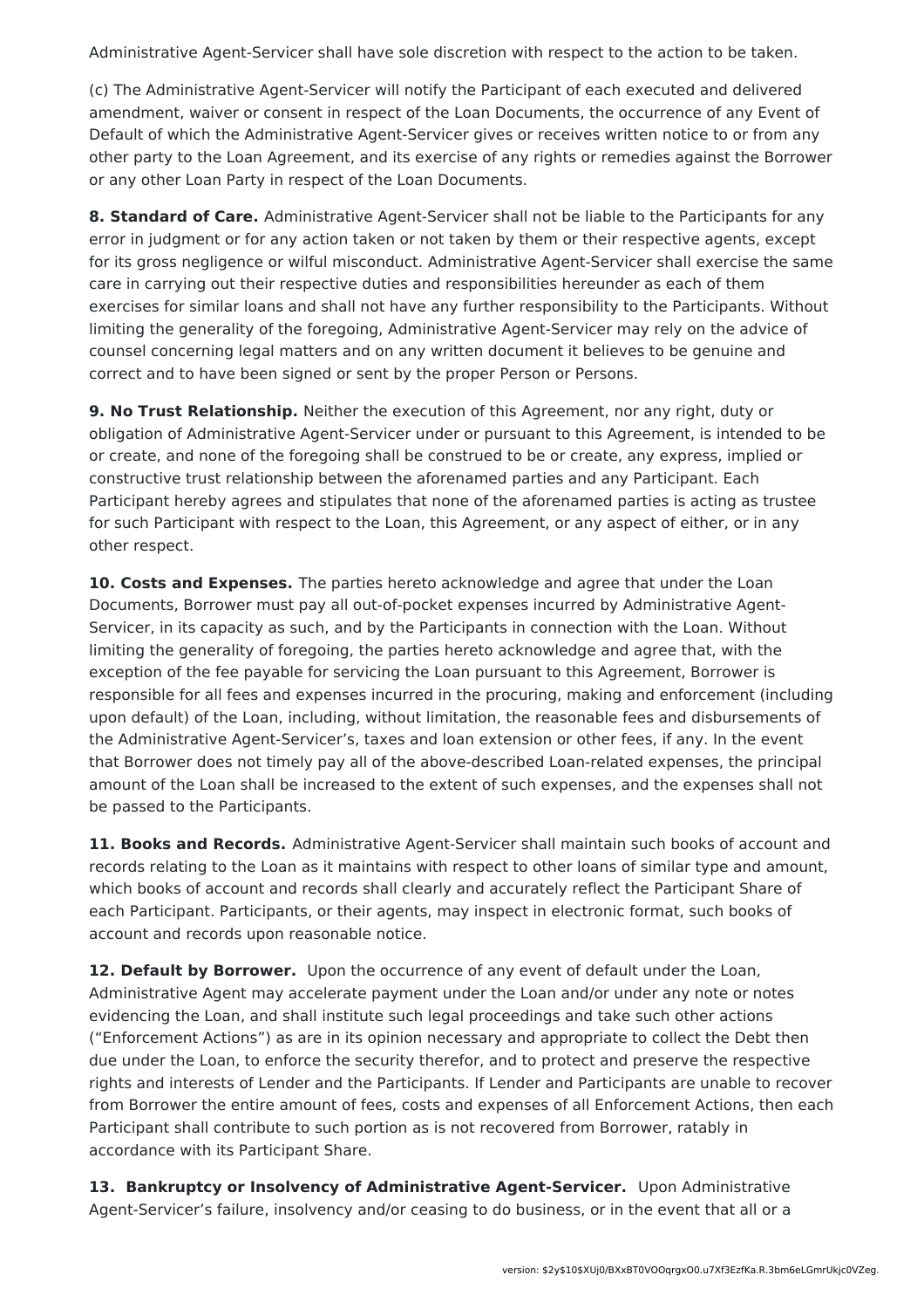Administrative Agent-Servicer shall have sole discretion with respect to the action to be taken.

(c) The Administrative Agent-Servicer will notify the Participant of each executed and delivered amendment, waiver or consent in respect of the Loan Documents, the occurrence of any Event of Default of which the Administrative Agent-Servicer gives or receives written notice to or from any other party to the Loan Agreement, and its exercise of any rights or remedies against the Borrower or any other Loan Party in respect of the Loan Documents.

**8. Standard of Care.** Administrative Agent-Servicer shall not be liable to the Participants for any error in judgment or for any action taken or not taken by them or their respective agents, except for its gross negligence or wilful misconduct. Administrative Agent-Servicer shall exercise the same care in carrying out their respective duties and responsibilities hereunder as each of them exercises for similar loans and shall not have any further responsibility to the Participants. Without limiting the generality of the foregoing, Administrative Agent-Servicer may rely on the advice of counsel concerning legal matters and on any written document it believes to be genuine and correct and to have been signed or sent by the proper Person or Persons.

**9. No Trust Relationship.** Neither the execution of this Agreement, nor any right, duty or obligation of Administrative Agent-Servicer under or pursuant to this Agreement, is intended to be or create, and none of the foregoing shall be construed to be or create, any express, implied or constructive trust relationship between the aforenamed parties and any Participant. Each Participant hereby agrees and stipulates that none of the aforenamed parties is acting as trustee for such Participant with respect to the Loan, this Agreement, or any aspect of either, or in any other respect.

**10. Costs and Expenses.** The parties hereto acknowledge and agree that under the Loan Documents, Borrower must pay all out-of-pocket expenses incurred by Administrative Agent-Servicer, in its capacity as such, and by the Participants in connection with the Loan. Without limiting the generality of foregoing, the parties hereto acknowledge and agree that, with the exception of the fee payable for servicing the Loan pursuant to this Agreement, Borrower is responsible for all fees and expenses incurred in the procuring, making and enforcement (including upon default) of the Loan, including, without limitation, the reasonable fees and disbursements of the Administrative Agent-Servicer's, taxes and loan extension or other fees, if any. In the event that Borrower does not timely pay all of the above-described Loan-related expenses, the principal amount of the Loan shall be increased to the extent of such expenses, and the expenses shall not be passed to the Participants.

**11. Books and Records.** Administrative Agent-Servicer shall maintain such books of account and records relating to the Loan as it maintains with respect to other loans of similar type and amount, which books of account and records shall clearly and accurately reflect the Participant Share of each Participant. Participants, or their agents, may inspect in electronic format, such books of account and records upon reasonable notice.

**12. Default by Borrower.** Upon the occurrence of any event of default under the Loan, Administrative Agent may accelerate payment under the Loan and/or under any note or notes evidencing the Loan, and shall institute such legal proceedings and take such other actions ("Enforcement Actions") as are in its opinion necessary and appropriate to collect the Debt then due under the Loan, to enforce the security therefor, and to protect and preserve the respective rights and interests of Lender and the Participants. If Lender and Participants are unable to recover from Borrower the entire amount of fees, costs and expenses of all Enforcement Actions, then each Participant shall contribute to such portion as is not recovered from Borrower, ratably in accordance with its Participant Share.

**13. Bankruptcy or Insolvency of Administrative Agent-Servicer.** Upon Administrative Agent-Servicer's failure, insolvency and/or ceasing to do business, or in the event that all or a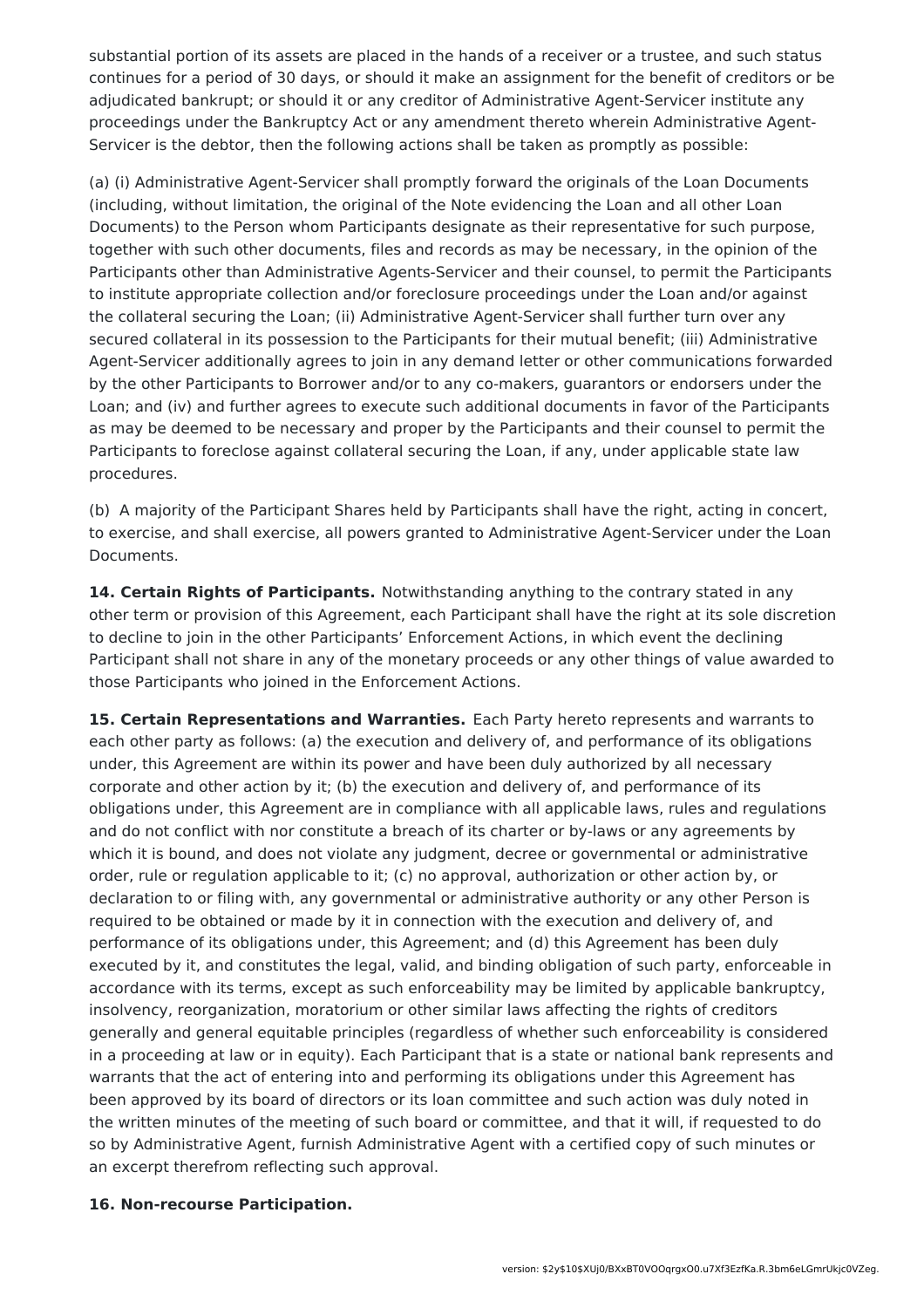substantial portion of its assets are placed in the hands of a receiver or a trustee, and such status continues for a period of 30 days, or should it make an assignment for the benefit of creditors or be adjudicated bankrupt; or should it or any creditor of Administrative Agent-Servicer institute any proceedings under the Bankruptcy Act or any amendment thereto wherein Administrative Agent-Servicer is the debtor, then the following actions shall be taken as promptly as possible:

(a) (i) Administrative Agent-Servicer shall promptly forward the originals of the Loan Documents (including, without limitation, the original of the Note evidencing the Loan and all other Loan Documents) to the Person whom Participants designate as their representative for such purpose, together with such other documents, files and records as may be necessary, in the opinion of the Participants other than Administrative Agents-Servicer and their counsel, to permit the Participants to institute appropriate collection and/or foreclosure proceedings under the Loan and/or against the collateral securing the Loan; (ii) Administrative Agent-Servicer shall further turn over any secured collateral in its possession to the Participants for their mutual benefit; (iii) Administrative Agent-Servicer additionally agrees to join in any demand letter or other communications forwarded by the other Participants to Borrower and/or to any co-makers, guarantors or endorsers under the Loan; and (iv) and further agrees to execute such additional documents in favor of the Participants as may be deemed to be necessary and proper by the Participants and their counsel to permit the Participants to foreclose against collateral securing the Loan, if any, under applicable state law procedures.

(b) A majority of the Participant Shares held by Participants shall have the right, acting in concert, to exercise, and shall exercise, all powers granted to Administrative Agent-Servicer under the Loan Documents.

**14. Certain Rights of Participants.** Notwithstanding anything to the contrary stated in any other term or provision of this Agreement, each Participant shall have the right at its sole discretion to decline to join in the other Participants' Enforcement Actions, in which event the declining Participant shall not share in any of the monetary proceeds or any other things of value awarded to those Participants who joined in the Enforcement Actions.

**15. Certain Representations and Warranties.** Each Party hereto represents and warrants to each other party as follows: (a) the execution and delivery of, and performance of its obligations under, this Agreement are within its power and have been duly authorized by all necessary corporate and other action by it; (b) the execution and delivery of, and performance of its obligations under, this Agreement are in compliance with all applicable laws, rules and regulations and do not conflict with nor constitute a breach of its charter or by-laws or any agreements by which it is bound, and does not violate any judgment, decree or governmental or administrative order, rule or regulation applicable to it; (c) no approval, authorization or other action by, or declaration to or filing with, any governmental or administrative authority or any other Person is required to be obtained or made by it in connection with the execution and delivery of, and performance of its obligations under, this Agreement; and (d) this Agreement has been duly executed by it, and constitutes the legal, valid, and binding obligation of such party, enforceable in accordance with its terms, except as such enforceability may be limited by applicable bankruptcy, insolvency, reorganization, moratorium or other similar laws affecting the rights of creditors generally and general equitable principles (regardless of whether such enforceability is considered in a proceeding at law or in equity). Each Participant that is a state or national bank represents and warrants that the act of entering into and performing its obligations under this Agreement has been approved by its board of directors or its loan committee and such action was duly noted in the written minutes of the meeting of such board or committee, and that it will, if requested to do so by Administrative Agent, furnish Administrative Agent with a certified copy of such minutes or an excerpt therefrom reflecting such approval.

**16. Non-recourse Participation.**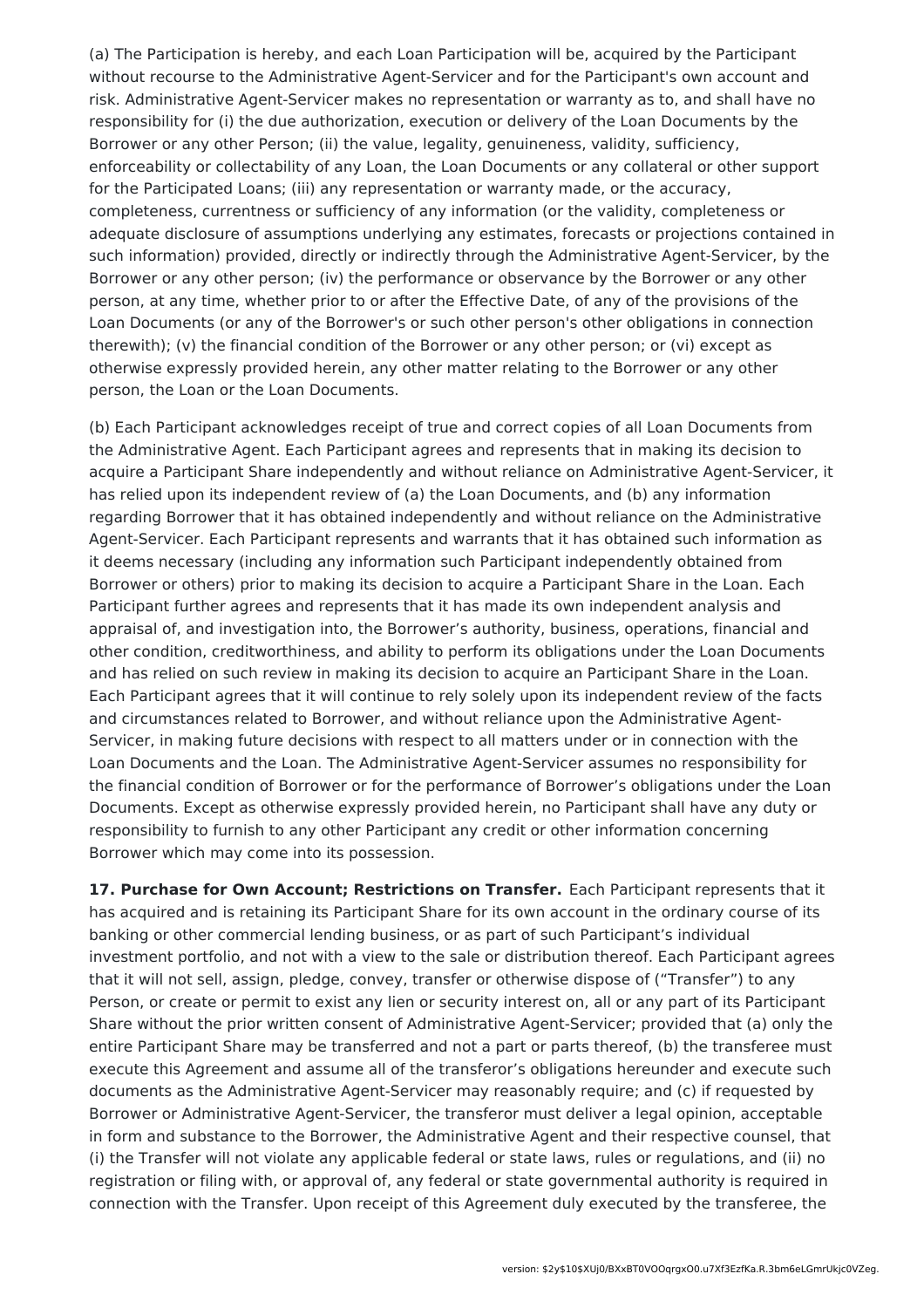(a) The Participation is hereby, and each Loan Participation will be, acquired by the Participant without recourse to the Administrative Agent-Servicer and for the Participant's own account and risk. Administrative Agent-Servicer makes no representation or warranty as to, and shall have no responsibility for (i) the due authorization, execution or delivery of the Loan Documents by the Borrower or any other Person; (ii) the value, legality, genuineness, validity, sufficiency, enforceability or collectability of any Loan, the Loan Documents or any collateral or other support for the Participated Loans; (iii) any representation or warranty made, or the accuracy, completeness, currentness or sufficiency of any information (or the validity, completeness or adequate disclosure of assumptions underlying any estimates, forecasts or projections contained in such information) provided, directly or indirectly through the Administrative Agent-Servicer, by the Borrower or any other person; (iv) the performance or observance by the Borrower or any other person, at any time, whether prior to or after the Effective Date, of any of the provisions of the Loan Documents (or any of the Borrower's or such other person's other obligations in connection therewith); (v) the financial condition of the Borrower or any other person; or (vi) except as otherwise expressly provided herein, any other matter relating to the Borrower or any other person, the Loan or the Loan Documents.

(b) Each Participant acknowledges receipt of true and correct copies of all Loan Documents from the Administrative Agent. Each Participant agrees and represents that in making its decision to acquire a Participant Share independently and without reliance on Administrative Agent-Servicer, it has relied upon its independent review of (a) the Loan Documents, and (b) any information regarding Borrower that it has obtained independently and without reliance on the Administrative Agent-Servicer. Each Participant represents and warrants that it has obtained such information as it deems necessary (including any information such Participant independently obtained from Borrower or others) prior to making its decision to acquire a Participant Share in the Loan. Each Participant further agrees and represents that it has made its own independent analysis and appraisal of, and investigation into, the Borrower's authority, business, operations, financial and other condition, creditworthiness, and ability to perform its obligations under the Loan Documents and has relied on such review in making its decision to acquire an Participant Share in the Loan. Each Participant agrees that it will continue to rely solely upon its independent review of the facts and circumstances related to Borrower, and without reliance upon the Administrative Agent-Servicer, in making future decisions with respect to all matters under or in connection with the Loan Documents and the Loan. The Administrative Agent-Servicer assumes no responsibility for the financial condition of Borrower or for the performance of Borrower's obligations under the Loan Documents. Except as otherwise expressly provided herein, no Participant shall have any duty or responsibility to furnish to any other Participant any credit or other information concerning Borrower which may come into its possession.

**17. Purchase for Own Account; Restrictions on Transfer.** Each Participant represents that it has acquired and is retaining its Participant Share for its own account in the ordinary course of its banking or other commercial lending business, or as part of such Participant's individual investment portfolio, and not with a view to the sale or distribution thereof. Each Participant agrees that it will not sell, assign, pledge, convey, transfer or otherwise dispose of ("Transfer") to any Person, or create or permit to exist any lien or security interest on, all or any part of its Participant Share without the prior written consent of Administrative Agent-Servicer; provided that (a) only the entire Participant Share may be transferred and not a part or parts thereof, (b) the transferee must execute this Agreement and assume all of the transferor's obligations hereunder and execute such documents as the Administrative Agent-Servicer may reasonably require; and (c) if requested by Borrower or Administrative Agent-Servicer, the transferor must deliver a legal opinion, acceptable in form and substance to the Borrower, the Administrative Agent and their respective counsel, that (i) the Transfer will not violate any applicable federal or state laws, rules or regulations, and (ii) no registration or filing with, or approval of, any federal or state governmental authority is required in connection with the Transfer. Upon receipt of this Agreement duly executed by the transferee, the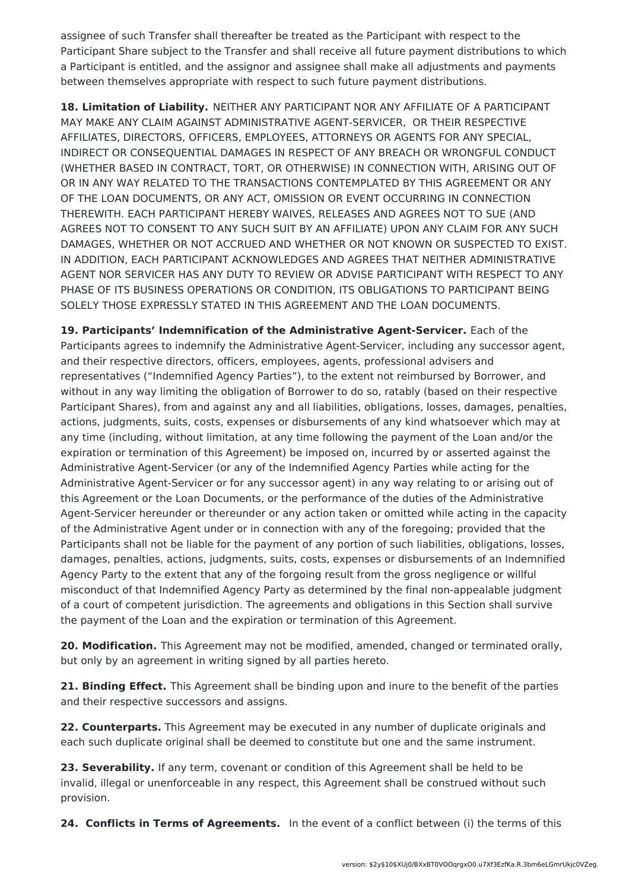assignee of such Transfer shall thereafter be treated as the Participant with respect to the Participant Share subject to the Transfer and shall receive all future payment distributions to which a Participant is entitled, and the assignor and assignee shall make all adjustments and payments between themselves appropriate with respect to such future payment distributions.

**18. Limitation of Liability.** NEITHER ANY PARTICIPANT NOR ANY AFFILIATE OF A PARTICIPANT MAY MAKE ANY CLAIM AGAINST ADMINISTRATIVE AGENT-SERVICER, OR THEIR RESPECTIVE AFFILIATES, DIRECTORS, OFFICERS, EMPLOYEES, ATTORNEYS OR AGENTS FOR ANY SPECIAL, INDIRECT OR CONSEQUENTIAL DAMAGES IN RESPECT OF ANY BREACH OR WRONGFUL CONDUCT (WHETHER BASED IN CONTRACT, TORT, OR OTHERWISE) IN CONNECTION WITH, ARISING OUT OF OR IN ANY WAY RELATED TO THE TRANSACTIONS CONTEMPLATED BY THIS AGREEMENT OR ANY OF THE LOAN DOCUMENTS, OR ANY ACT, OMISSION OR EVENT OCCURRING IN CONNECTION THEREWITH. EACH PARTICIPANT HEREBY WAIVES, RELEASES AND AGREES NOT TO SUE (AND AGREES NOT TO CONSENT TO ANY SUCH SUIT BY AN AFFILIATE) UPON ANY CLAIM FOR ANY SUCH DAMAGES, WHETHER OR NOT ACCRUED AND WHETHER OR NOT KNOWN OR SUSPECTED TO EXIST. IN ADDITION, EACH PARTICIPANT ACKNOWLEDGES AND AGREES THAT NEITHER ADMINISTRATIVE AGENT NOR SERVICER HAS ANY DUTY TO REVIEW OR ADVISE PARTICIPANT WITH RESPECT TO ANY PHASE OF ITS BUSINESS OPERATIONS OR CONDITION, ITS OBLIGATIONS TO PARTICIPANT BEING SOLELY THOSE EXPRESSLY STATED IN THIS AGREEMENT AND THE LOAN DOCUMENTS.

**19. Participants' Indemnification of the Administrative Agent-Servicer.** Each of the Participants agrees to indemnify the Administrative Agent-Servicer, including any successor agent, and their respective directors, officers, employees, agents, professional advisers and representatives ("Indemnified Agency Parties"), to the extent not reimbursed by Borrower, and without in any way limiting the obligation of Borrower to do so, ratably (based on their respective Participant Shares), from and against any and all liabilities, obligations, losses, damages, penalties, actions, judgments, suits, costs, expenses or disbursements of any kind whatsoever which may at any time (including, without limitation, at any time following the payment of the Loan and/or the expiration or termination of this Agreement) be imposed on, incurred by or asserted against the Administrative Agent-Servicer (or any of the Indemnified Agency Parties while acting for the Administrative Agent-Servicer or for any successor agent) in any way relating to or arising out of this Agreement or the Loan Documents, or the performance of the duties of the Administrative Agent-Servicer hereunder or thereunder or any action taken or omitted while acting in the capacity of the Administrative Agent under or in connection with any of the foregoing; provided that the Participants shall not be liable for the payment of any portion of such liabilities, obligations, losses, damages, penalties, actions, judgments, suits, costs, expenses or disbursements of an Indemnified Agency Party to the extent that any of the forgoing result from the gross negligence or willful misconduct of that Indemnified Agency Party as determined by the final non-appealable judgment of a court of competent jurisdiction. The agreements and obligations in this Section shall survive the payment of the Loan and the expiration or termination of this Agreement.

**20. Modification.** This Agreement may not be modified, amended, changed or terminated orally, but only by an agreement in writing signed by all parties hereto.

**21. Binding Effect.** This Agreement shall be binding upon and inure to the benefit of the parties and their respective successors and assigns.

**22. Counterparts.** This Agreement may be executed in any number of duplicate originals and each such duplicate original shall be deemed to constitute but one and the same instrument.

**23. Severability.** If any term, covenant or condition of this Agreement shall be held to be invalid, illegal or unenforceable in any respect, this Agreement shall be construed without such provision.

**24. Conflicts in Terms of Agreements.** In the event of a conflict between (i) the terms of this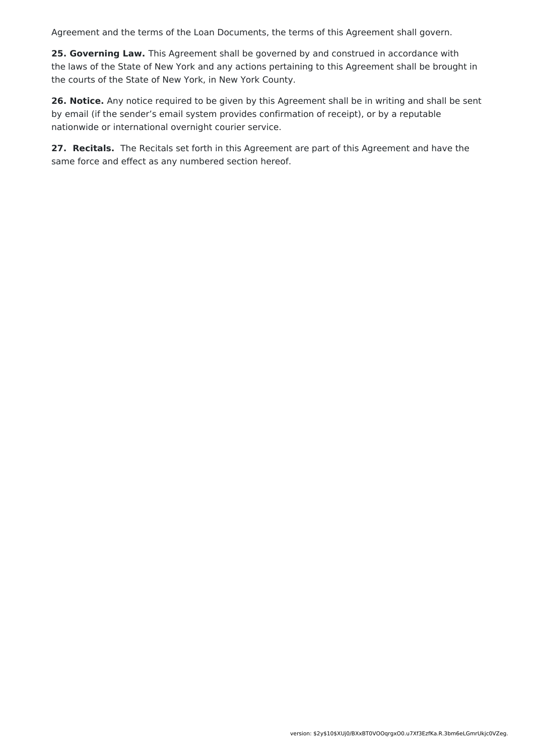Agreement and the terms of the Loan Documents, the terms of this Agreement shall govern.

**25. Governing Law.** This Agreement shall be governed by and construed in accordance with the laws of the State of New York and any actions pertaining to this Agreement shall be brought in the courts of the State of New York, in New York County.

**26. Notice.** Any notice required to be given by this Agreement shall be in writing and shall be sent by email (if the sender's email system provides confirmation of receipt), or by a reputable nationwide or international overnight courier service.

**27. Recitals.** The Recitals set forth in this Agreement are part of this Agreement and have the same force and effect as any numbered section hereof.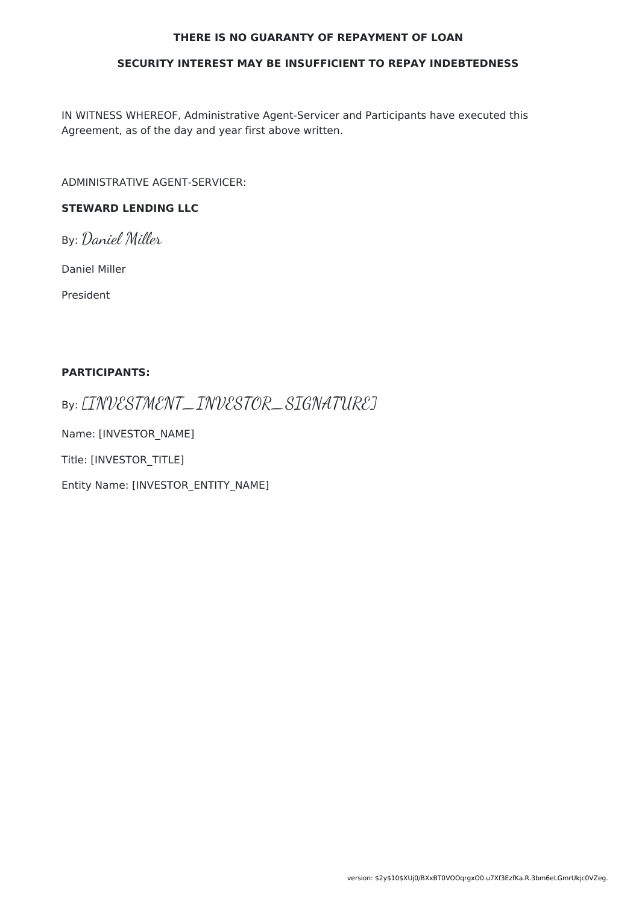**THERE IS NO GUARANTY OF REPAYMENT OF LOAN**

**SECURITY INTEREST MAY BE INSUFFICIENT TO REPAY INDEBTEDNESS**

IN WITNESS WHEREOF, Administrative Agent-Servicer and Participants have executed this Agreement, as of the day and year first above written.

ADMINISTRATIVE AGENT-SERVICER:

**STEWARD LENDING LLC**

By: *Daniel Miller*

Daniel Miller

President

**PARTICIPANTS:**

By: *[INVESTMENT_INVESTOR_SIGNATURE]*

Name: [INVESTOR_NAME]

Title: [INVESTOR_TITLE]

Entity Name: [INVESTOR_ENTITY_NAME]

version: $2y$10$XUj0/BXxBT0VOOqrgxO0.u7Xf3EzfKa.R.3bm6eLGmrUkjc0VZeg.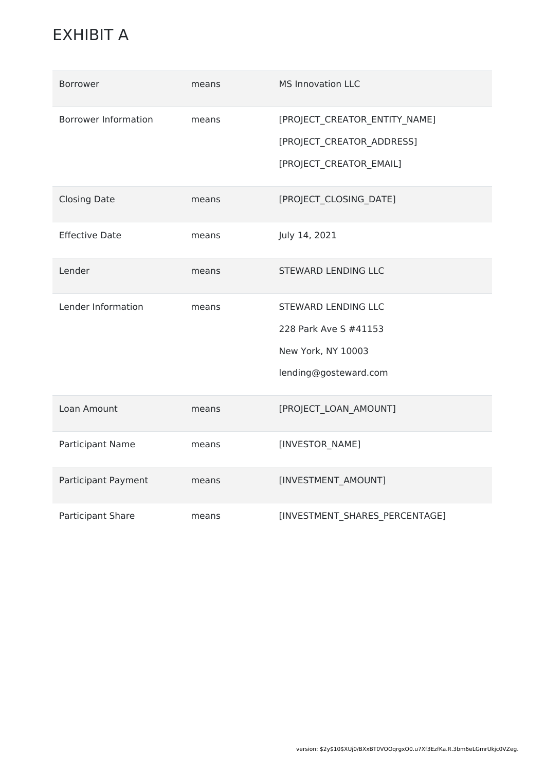# EXHIBIT A

| | | |
|---|---|---|
| Borrower | means | MS Innovation LLC |
| Borrower Information | means | [PROJECT_CREATOR_ENTITY_NAME]<br>[PROJECT_CREATOR_ADDRESS]<br>[PROJECT_CREATOR_EMAIL] |
| Closing Date | means | [PROJECT_CLOSING_DATE] |
| Effective Date | means | July 14, 2021 |
| Lender | means | STEWARD LENDING LLC |
| Lender Information | means | STEWARD LENDING LLC<br>228 Park Ave S #41153<br>New York, NY 10003<br>lending@gosteward.com |
| Loan Amount | means | [PROJECT_LOAN_AMOUNT] |
| Participant Name | means | [INVESTOR_NAME] |
| Participant Payment | means | [INVESTMENT_AMOUNT] |
| Participant Share | means | [INVESTMENT_SHARES_PERCENTAGE] |

version: $2y$10$XUj0/BXxBT0VOOqrgxO0.u7Xf3EzfKa.R.3bm6eLGmrUkjc0VZeg.